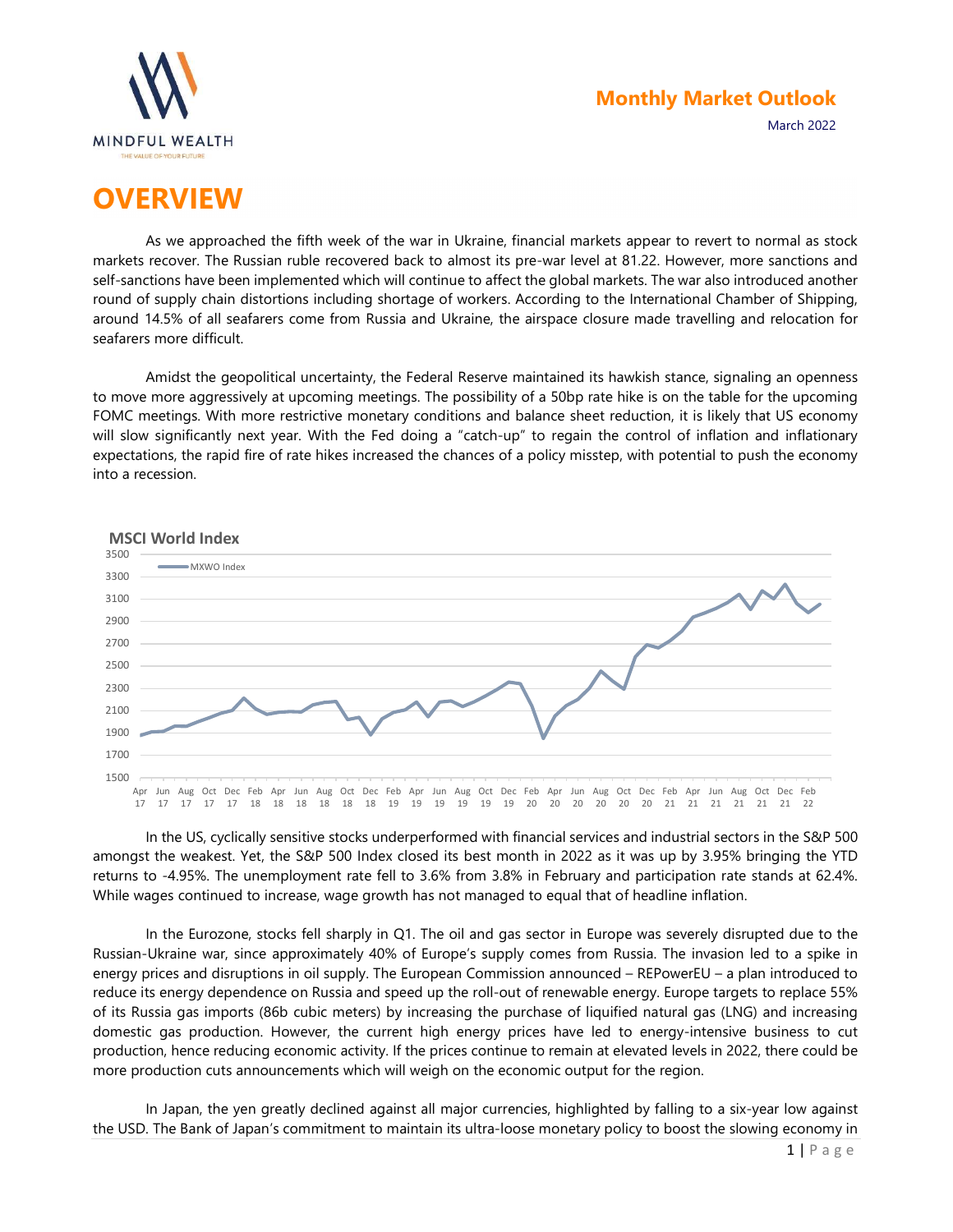# OVERVIEW

As we approached the fifth week of the war in Ukraine, financial markets appear to revert to normal as stock markets recover. The Russian ruble recovered back to almost its pre-war level at 81.22. However, more sanctions and self-sanctions have been implemented which will continue to affect the global markets. The war also introduced another round of supply chain distortions including shortage of workers. According to the International Chamber of Shipping, around 14.5% of all seafarers come from Russia and Ukraine, the airspace closure made travelling and relocation for seafarers more difficult.

Amidst the geopolitical uncertainty, the Federal Reserve maintained its hawkish stance, signaling an openness to move more aggressively at upcoming meetings. The possibility of a 50bp rate hike is on the table for the upcoming FOMC meetings. With more restrictive monetary conditions and balance sheet reduction, it is likely that US economy will slow significantly next year. With the Fed doing a "catch-up" to regain the control of inflation and inflationary expectations, the rapid fire of rate hikes increased the chances of a policy misstep, with potential to push the economy into a recession.

**MSCI World Index**

In the US, cyclically sensitive stocks underperformed with financial services and industrial sectors in the S&P 500 amongst the weakest. Yet, the S&P 500 Index closed its best month in 2022 as it was up by 3.95% bringing the YTD returns to -4.95%. The unemployment rate fell to 3.6% from 3.8% in February and participation rate stands at 62.4%. While wages continued to increase, wage growth has not managed to equal that of headline inflation.

In the Eurozone, stocks fell sharply in Q1. The oil and gas sector in Europe was severely disrupted due to the Russian-Ukraine war, since approximately 40% of Europe's supply comes from Russia. The invasion led to a spike in energy prices and disruptions in oil supply. The European Commission announced – REPowerEU – a plan introduced to reduce its energy dependence on Russia and speed up the roll-out of renewable energy. Europe targets to replace 55% of its Russia gas imports (86b cubic meters) by increasing the purchase of liquified natural gas (LNG) and increasing domestic gas production. However, the current high energy prices have led to energy-intensive business to cut production, hence reducing economic activity. If the prices continue to remain at elevated levels in 2022, there could be more production cuts announcements which will weigh on the economic output for the region.

In Japan, the yen greatly declined against all major currencies, highlighted by falling to a six-year low against the USD. The Bank of Japan's commitment to maintain its ultra-loose monetary policy to boost the slowing economy in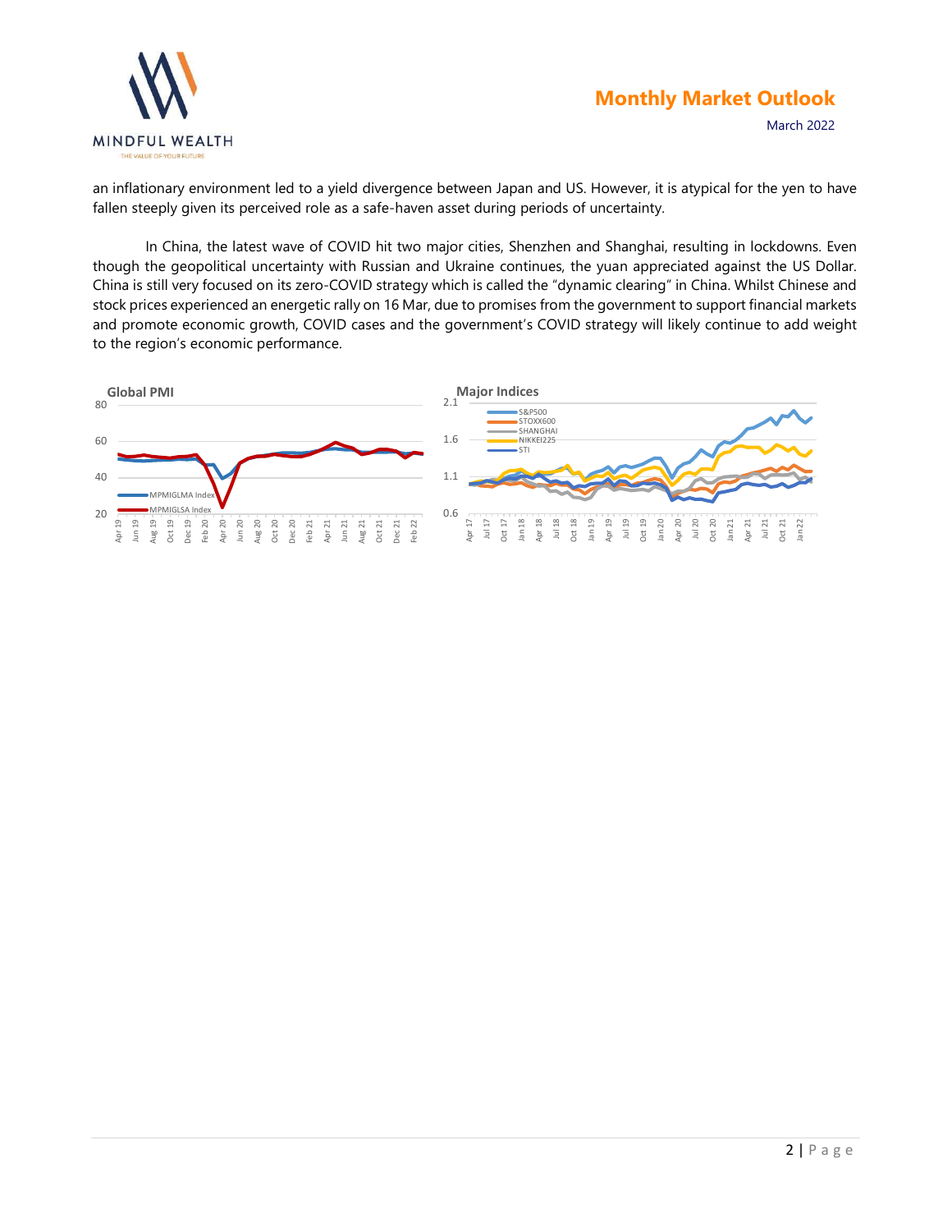an inflationary environment led to a yield divergence between Japan and US. However, it is atypical for the yen to have fallen steeply given its perceived role as a safe-haven asset during periods of uncertainty.

In China, the latest wave of COVID hit two major cities, Shenzhen and Shanghai, resulting in lockdowns. Even though the geopolitical uncertainty with Russian and Ukraine continues, the yuan appreciated against the US Dollar. China is still very focused on its zero-COVID strategy which is called the "dynamic clearing" in China. Whilst Chinese and stock prices experienced an energetic rally on 16 Mar, due to promises from the government to support financial markets and promote economic growth, COVID cases and the government's COVID strategy will likely continue to add weight to the region's economic performance.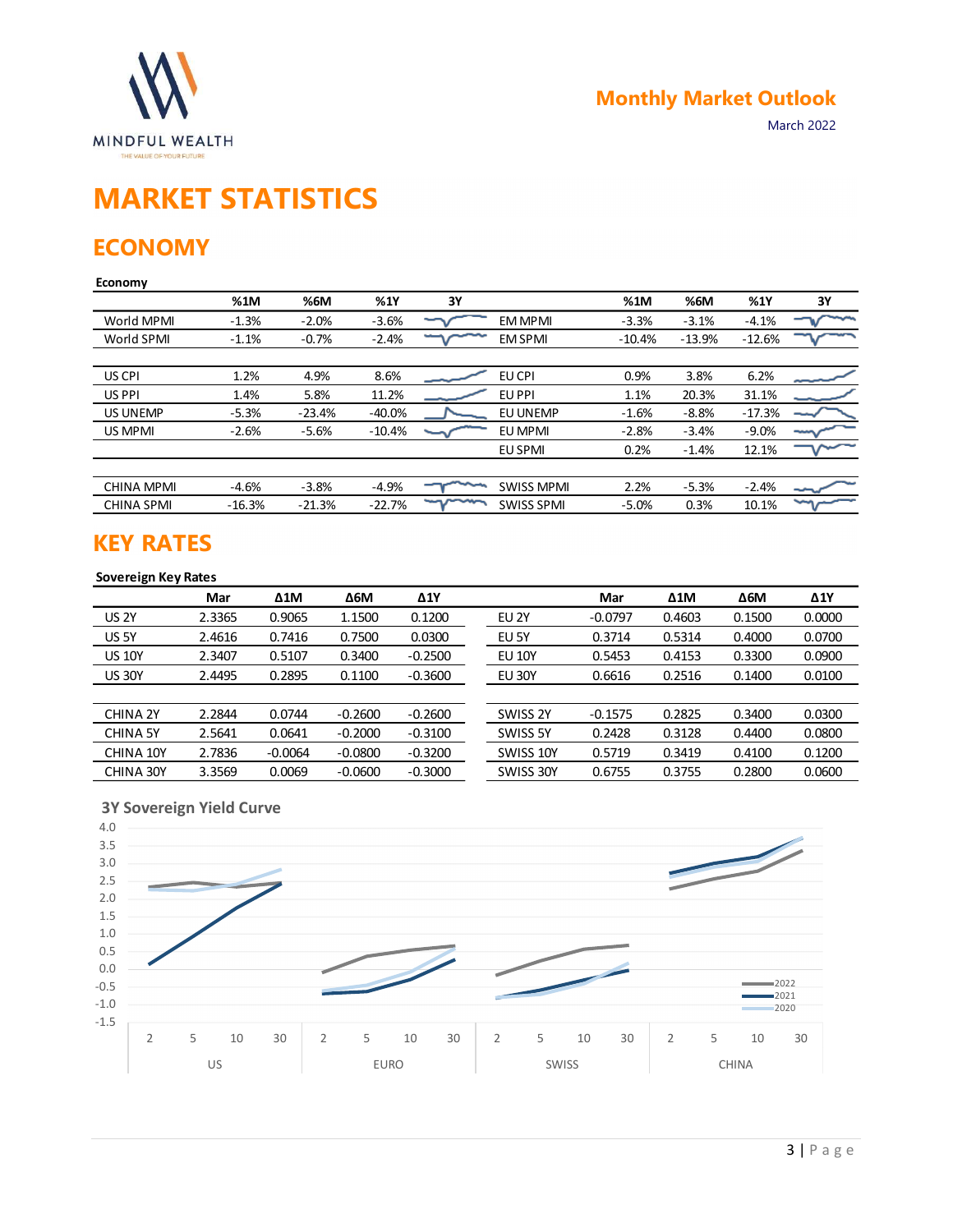# MARKET STATISTICS

## ECONOMY

**Economy**

| | %1M | %6M | %1Y | 3Y | | %1M | %6M | %1Y | 3Y |
|---|---|---|---|---|---|---|---|---|---|
| World MPMI | -1.3% | -2.0% | -3.6% | | EM MPMI | -3.3% | -3.1% | -4.1% | |
| World SPMI | -1.1% | -0.7% | -2.4% | | EM SPMI | -10.4% | -13.9% | -12.6% | |
| US CPI | 1.2% | 4.9% | 8.6% | | EU CPI | 0.9% | 3.8% | 6.2% | |
| US PPI | 1.4% | 5.8% | 11.2% | | EU PPI | 1.1% | 20.3% | 31.1% | |
| US UNEMP | -5.3% | -23.4% | -40.0% | | EU UNEMP | -1.6% | -8.8% | -17.3% | |
| US MPMI | -2.6% | -5.6% | -10.4% | | EU MPMI | -2.8% | -3.4% | -9.0% | |
| | | | | | EU SPMI | 0.2% | -1.4% | 12.1% | |
| CHINA MPMI | -4.6% | -3.8% | -4.9% | | SWISS MPMI | 2.2% | -5.3% | -2.4% | |
| CHINA SPMI | -16.3% | -21.3% | -22.7% | | SWISS SPMI | -5.0% | 0.3% | 10.1% | |

## KEY RATES

**Sovereign Key Rates**

| | Mar | Δ1M | Δ6M | Δ1Y | | Mar | Δ1M | Δ6M | Δ1Y |
|---|---|---|---|---|---|---|---|---|---|
| US 2Y | 2.3365 | 0.9065 | 1.1500 | 0.1200 | EU 2Y | -0.0797 | 0.4603 | 0.1500 | 0.0000 |
| US 5Y | 2.4616 | 0.7416 | 0.7500 | 0.0300 | EU 5Y | 0.3714 | 0.5314 | 0.4000 | 0.0700 |
| US 10Y | 2.3407 | 0.5107 | 0.3400 | -0.2500 | EU 10Y | 0.5453 | 0.4153 | 0.3300 | 0.0900 |
| US 30Y | 2.4495 | 0.2895 | 0.1100 | -0.3600 | EU 30Y | 0.6616 | 0.2516 | 0.1400 | 0.0100 |
| CHINA 2Y | 2.2844 | 0.0744 | -0.2600 | -0.2600 | SWISS 2Y | -0.1575 | 0.2825 | 0.3400 | 0.0300 |
| CHINA 5Y | 2.5641 | 0.0641 | -0.2000 | -0.3100 | SWISS 5Y | 0.2428 | 0.3128 | 0.4400 | 0.0800 |
| CHINA 10Y | 2.7836 | -0.0064 | -0.0800 | -0.3200 | SWISS 10Y | 0.5719 | 0.3419 | 0.4100 | 0.1200 |
| CHINA 30Y | 3.3569 | 0.0069 | -0.0600 | -0.3000 | SWISS 30Y | 0.6755 | 0.3755 | 0.2800 | 0.0600 |

**3Y Sovereign Yield Curve**

Legend: 2022, 2021, 2020. Maturities 2, 5, 10, 30 for US, EURO, SWISS, CHINA.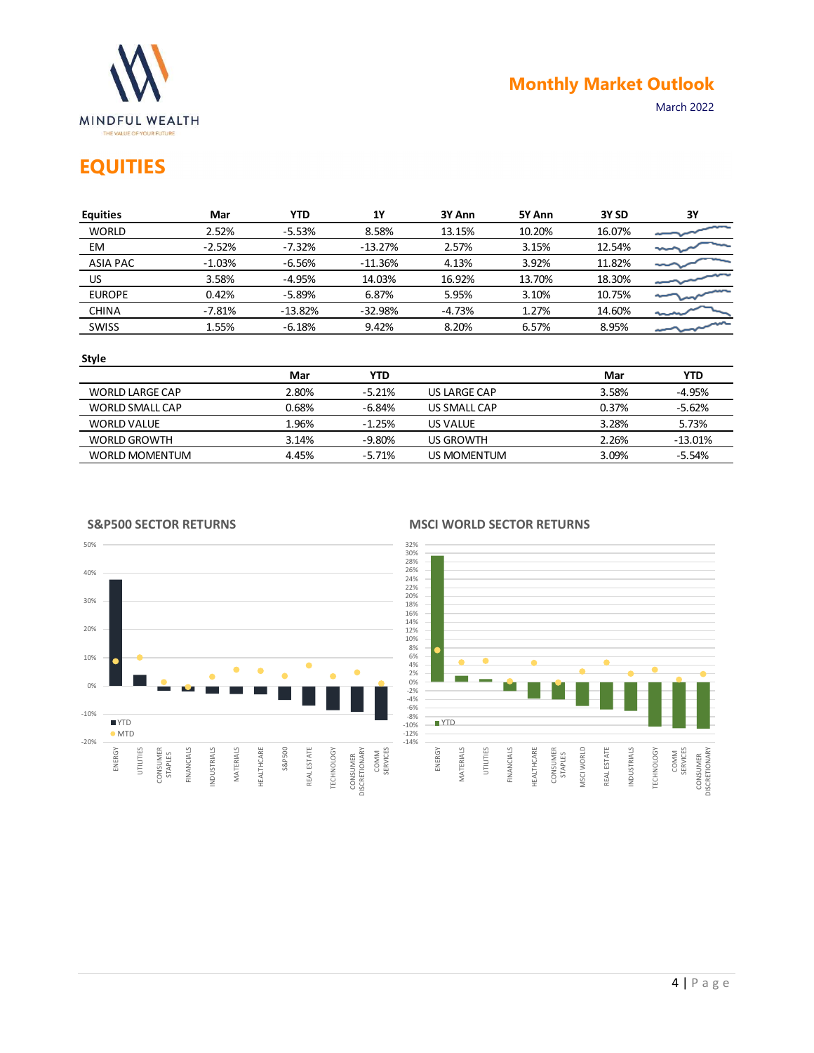## EQUITIES

| Equities | Mar | YTD | 1Y | 3Y Ann | 5Y Ann | 3Y SD | 3Y |
|---|---|---|---|---|---|---|---|
| WORLD | 2.52% | -5.53% | 8.58% | 13.15% | 10.20% | 16.07% | |
| EM | -2.52% | -7.32% | -13.27% | 2.57% | 3.15% | 12.54% | |
| ASIA PAC | -1.03% | -6.56% | -11.36% | 4.13% | 3.92% | 11.82% | |
| US | 3.58% | -4.95% | 14.03% | 16.92% | 13.70% | 18.30% | |
| EUROPE | 0.42% | -5.89% | 6.87% | 5.95% | 3.10% | 10.75% | |
| CHINA | -7.81% | -13.82% | -32.98% | -4.73% | 1.27% | 14.60% | |
| SWISS | 1.55% | -6.18% | 9.42% | 8.20% | 6.57% | 8.95% | |

**Style**

| | Mar | YTD | | Mar | YTD |
|---|---|---|---|---|---|
| WORLD LARGE CAP | 2.80% | -5.21% | US LARGE CAP | 3.58% | -4.95% |
| WORLD SMALL CAP | 0.68% | -6.84% | US SMALL CAP | 0.37% | -5.62% |
| WORLD VALUE | 1.96% | -1.25% | US VALUE | 3.28% | 5.73% |
| WORLD GROWTH | 3.14% | -9.80% | US GROWTH | 2.26% | -13.01% |
| WORLD MOMENTUM | 4.45% | -5.71% | US MOMENTUM | 3.09% | -5.54% |

**S&P500 SECTOR RETURNS**

**MSCI WORLD SECTOR RETURNS**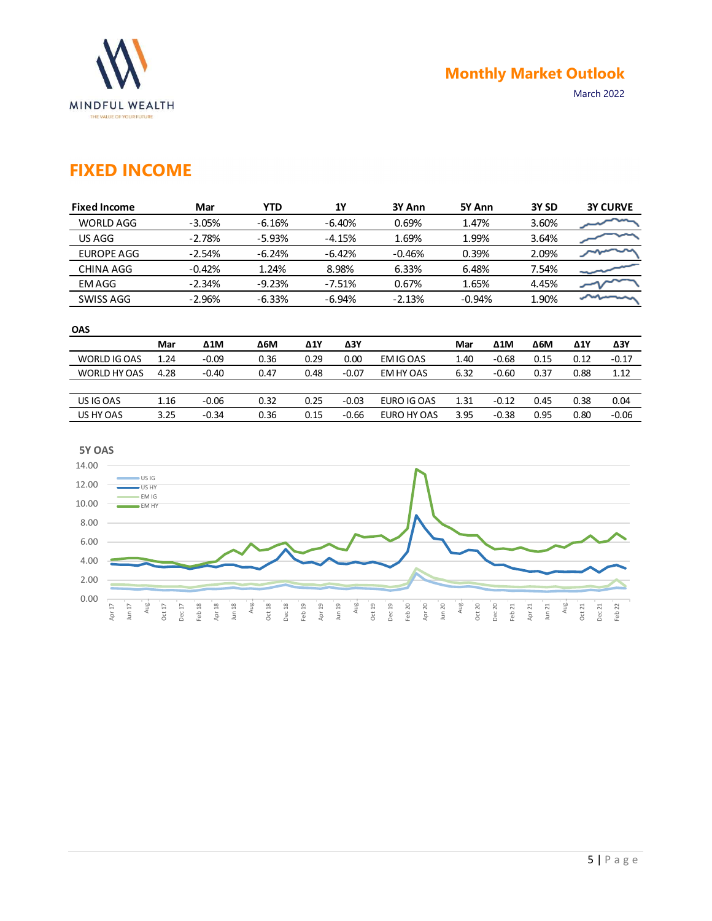## FIXED INCOME

| Fixed Income | Mar | YTD | 1Y | 3Y Ann | 5Y Ann | 3Y SD | 3Y CURVE |
|---|---|---|---|---|---|---|---|
| WORLD AGG | -3.05% | -6.16% | -6.40% | 0.69% | 1.47% | 3.60% | |
| US AGG | -2.78% | -5.93% | -4.15% | 1.69% | 1.99% | 3.64% | |
| EUROPE AGG | -2.54% | -6.24% | -6.42% | -0.46% | 0.39% | 2.09% | |
| CHINA AGG | -0.42% | 1.24% | 8.98% | 6.33% | 6.48% | 7.54% | |
| EM AGG | -2.34% | -9.23% | -7.51% | 0.67% | 1.65% | 4.45% | |
| SWISS AGG | -2.96% | -6.33% | -6.94% | -2.13% | -0.94% | 1.90% | |

**OAS**

| | Mar | Δ1M | Δ6M | Δ1Y | Δ3Y | | Mar | Δ1M | Δ6M | Δ1Y | Δ3Y |
|---|---|---|---|---|---|---|---|---|---|---|---|
| WORLD IG OAS | 1.24 | -0.09 | 0.36 | 0.29 | 0.00 | EM IG OAS | 1.40 | -0.68 | 0.15 | 0.12 | -0.17 |
| WORLD HY OAS | 4.28 | -0.40 | 0.47 | 0.48 | -0.07 | EM HY OAS | 6.32 | -0.60 | 0.37 | 0.88 | 1.12 |
| US IG OAS | 1.16 | -0.06 | 0.32 | 0.25 | -0.03 | EURO IG OAS | 1.31 | -0.12 | 0.45 | 0.38 | 0.04 |
| US HY OAS | 3.25 | -0.34 | 0.36 | 0.15 | -0.66 | EURO HY OAS | 3.95 | -0.38 | 0.95 | 0.80 | -0.06 |

**5Y OAS**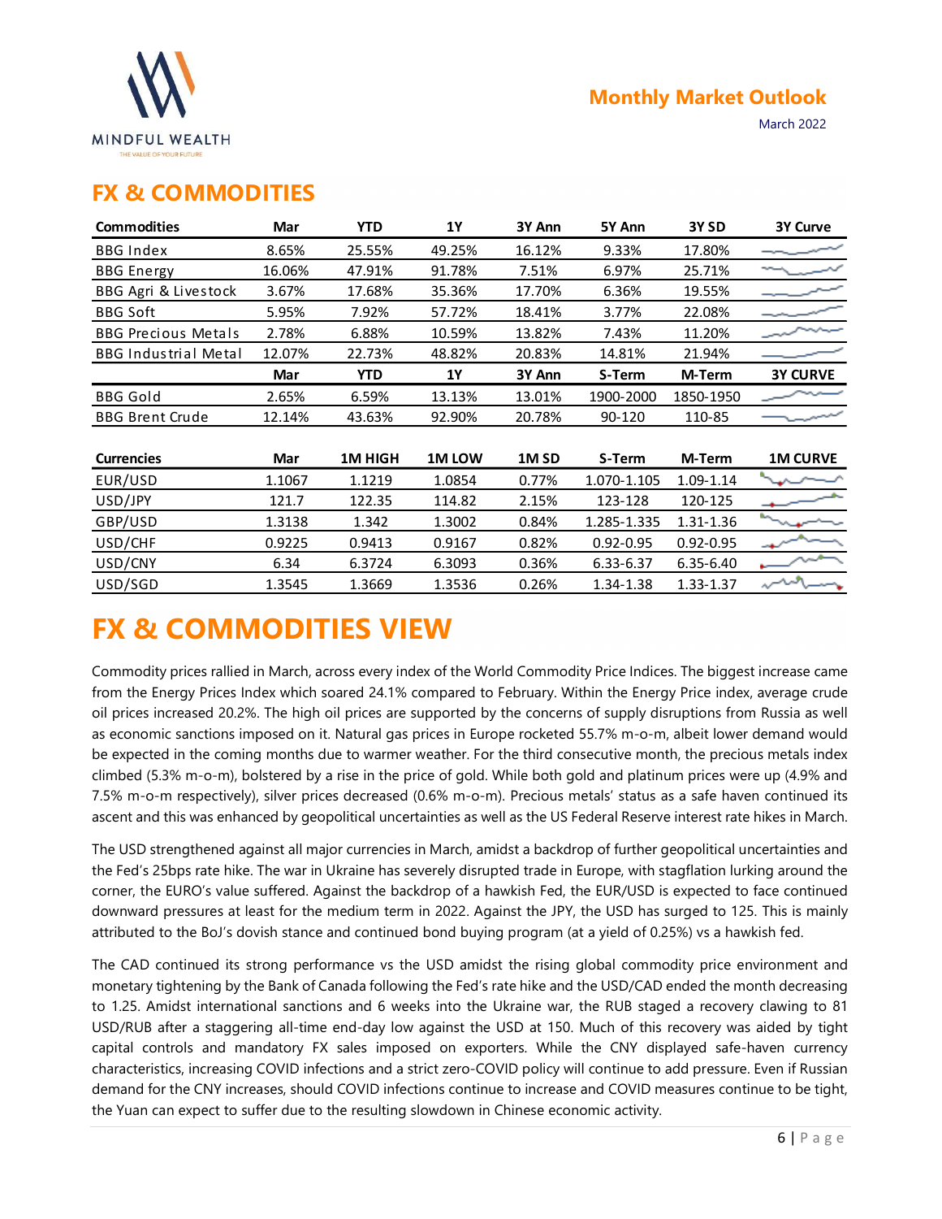Monthly Market Outlook

March 2022

## FX & COMMODITIES

| Commodities | Mar | YTD | 1Y | 3Y Ann | 5Y Ann | 3Y SD | 3Y Curve |
|---|---|---|---|---|---|---|---|
| BBG Index | 8.65% | 25.55% | 49.25% | 16.12% | 9.33% | 17.80% | |
| BBG Energy | 16.06% | 47.91% | 91.78% | 7.51% | 6.97% | 25.71% | |
| BBG Agri & Livestock | 3.67% | 17.68% | 35.36% | 17.70% | 6.36% | 19.55% | |
| BBG Soft | 5.95% | 7.92% | 57.72% | 18.41% | 3.77% | 22.08% | |
| BBG Precious Metals | 2.78% | 6.88% | 10.59% | 13.82% | 7.43% | 11.20% | |
| BBG Industrial Metal | 12.07% | 22.73% | 48.82% | 20.83% | 14.81% | 21.94% | |
| | **Mar** | **YTD** | **1Y** | **3Y Ann** | **S-Term** | **M-Term** | **3Y CURVE** |
| BBG Gold | 2.65% | 6.59% | 13.13% | 13.01% | 1900-2000 | 1850-1950 | |
| BBG Brent Crude | 12.14% | 43.63% | 92.90% | 20.78% | 90-120 | 110-85 | |

| Currencies | Mar | 1M HIGH | 1M LOW | 1M SD | S-Term | M-Term | 1M CURVE |
|---|---|---|---|---|---|---|---|
| EUR/USD | 1.1067 | 1.1219 | 1.0854 | 0.77% | 1.070-1.105 | 1.09-1.14 | |
| USD/JPY | 121.7 | 122.35 | 114.82 | 2.15% | 123-128 | 120-125 | |
| GBP/USD | 1.3138 | 1.342 | 1.3002 | 0.84% | 1.285-1.335 | 1.31-1.36 | |
| USD/CHF | 0.9225 | 0.9413 | 0.9167 | 0.82% | 0.92-0.95 | 0.92-0.95 | |
| USD/CNY | 6.34 | 6.3724 | 6.3093 | 0.36% | 6.33-6.37 | 6.35-6.40 | |
| USD/SGD | 1.3545 | 1.3669 | 1.3536 | 0.26% | 1.34-1.38 | 1.33-1.37 | |

# FX & COMMODITIES VIEW

Commodity prices rallied in March, across every index of the World Commodity Price Indices. The biggest increase came from the Energy Prices Index which soared 24.1% compared to February. Within the Energy Price index, average crude oil prices increased 20.2%. The high oil prices are supported by the concerns of supply disruptions from Russia as well as economic sanctions imposed on it. Natural gas prices in Europe rocketed 55.7% m-o-m, albeit lower demand would be expected in the coming months due to warmer weather. For the third consecutive month, the precious metals index climbed (5.3% m-o-m), bolstered by a rise in the price of gold. While both gold and platinum prices were up (4.9% and 7.5% m-o-m respectively), silver prices decreased (0.6% m-o-m). Precious metals' status as a safe haven continued its ascent and this was enhanced by geopolitical uncertainties as well as the US Federal Reserve interest rate hikes in March.

The USD strengthened against all major currencies in March, amidst a backdrop of further geopolitical uncertainties and the Fed's 25bps rate hike. The war in Ukraine has severely disrupted trade in Europe, with stagflation lurking around the corner, the EURO's value suffered. Against the backdrop of a hawkish Fed, the EUR/USD is expected to face continued downward pressures at least for the medium term in 2022. Against the JPY, the USD has surged to 125. This is mainly attributed to the BoJ's dovish stance and continued bond buying program (at a yield of 0.25%) vs a hawkish fed.

The CAD continued its strong performance vs the USD amidst the rising global commodity price environment and monetary tightening by the Bank of Canada following the Fed's rate hike and the USD/CAD ended the month decreasing to 1.25. Amidst international sanctions and 6 weeks into the Ukraine war, the RUB staged a recovery clawing to 81 USD/RUB after a staggering all-time end-day low against the USD at 150. Much of this recovery was aided by tight capital controls and mandatory FX sales imposed on exporters. While the CNY displayed safe-haven currency characteristics, increasing COVID infections and a strict zero-COVID policy will continue to add pressure. Even if Russian demand for the CNY increases, should COVID infections continue to increase and COVID measures continue to be tight, the Yuan can expect to suffer due to the resulting slowdown in Chinese economic activity.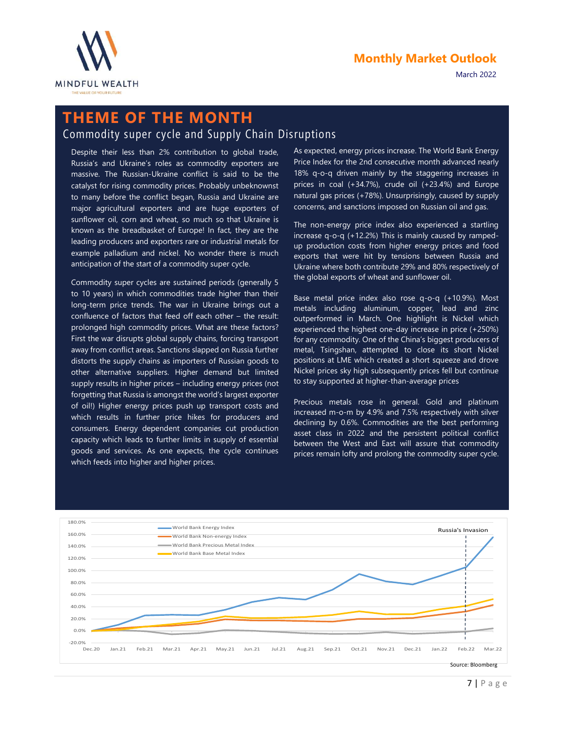# THEME OF THE MONTH

## Commodity super cycle and Supply Chain Disruptions

Despite their less than 2% contribution to global trade, Russia's and Ukraine's roles as commodity exporters are massive. The Russian-Ukraine conflict is said to be the catalyst for rising commodity prices. Probably unbeknownst to many before the conflict began, Russia and Ukraine are major agricultural exporters and are huge exporters of sunflower oil, corn and wheat, so much so that Ukraine is known as the breadbasket of Europe! In fact, they are the leading producers and exporters rare or industrial metals for example palladium and nickel. No wonder there is much anticipation of the start of a commodity super cycle.

Commodity super cycles are sustained periods (generally 5 to 10 years) in which commodities trade higher than their long-term price trends. The war in Ukraine brings out a confluence of factors that feed off each other – the result: prolonged high commodity prices. What are these factors? First the war disrupts global supply chains, forcing transport away from conflict areas. Sanctions slapped on Russia further distorts the supply chains as importers of Russian goods to other alternative suppliers. Higher demand but limited supply results in higher prices – including energy prices (not forgetting that Russia is amongst the world's largest exporter of oil!) Higher energy prices push up transport costs and which results in further price hikes for producers and consumers. Energy dependent companies cut production capacity which leads to further limits in supply of essential goods and services. As one expects, the cycle continues which feeds into higher and higher prices.

As expected, energy prices increase. The World Bank Energy Price Index for the 2nd consecutive month advanced nearly 18% q-o-q driven mainly by the staggering increases in prices in coal (+34.7%), crude oil (+23.4%) and Europe natural gas prices (+78%). Unsurprisingly, caused by supply concerns, and sanctions imposed on Russian oil and gas.

The non-energy price index also experienced a startling increase q-o-q (+12.2%) This is mainly caused by ramped-up production costs from higher energy prices and food exports that were hit by tensions between Russia and Ukraine where both contribute 29% and 80% respectively of the global exports of wheat and sunflower oil.

Base metal price index also rose q-o-q (+10.9%). Most metals including aluminum, copper, lead and zinc outperformed in March. One highlight is Nickel which experienced the highest one-day increase in price (+250%) for any commodity. One of the China's biggest producers of metal, Tsingshan, attempted to close its short Nickel positions at LME which created a short squeeze and drove Nickel prices sky high subsequently prices fell but continue to stay supported at higher-than-average prices

Precious metals rose in general. Gold and platinum increased m-o-m by 4.9% and 7.5% respectively with silver declining by 0.6%. Commodities are the best performing asset class in 2022 and the persistent political conflict between the West and East will assure that commodity prices remain lofty and prolong the commodity super cycle.

Source: Bloomberg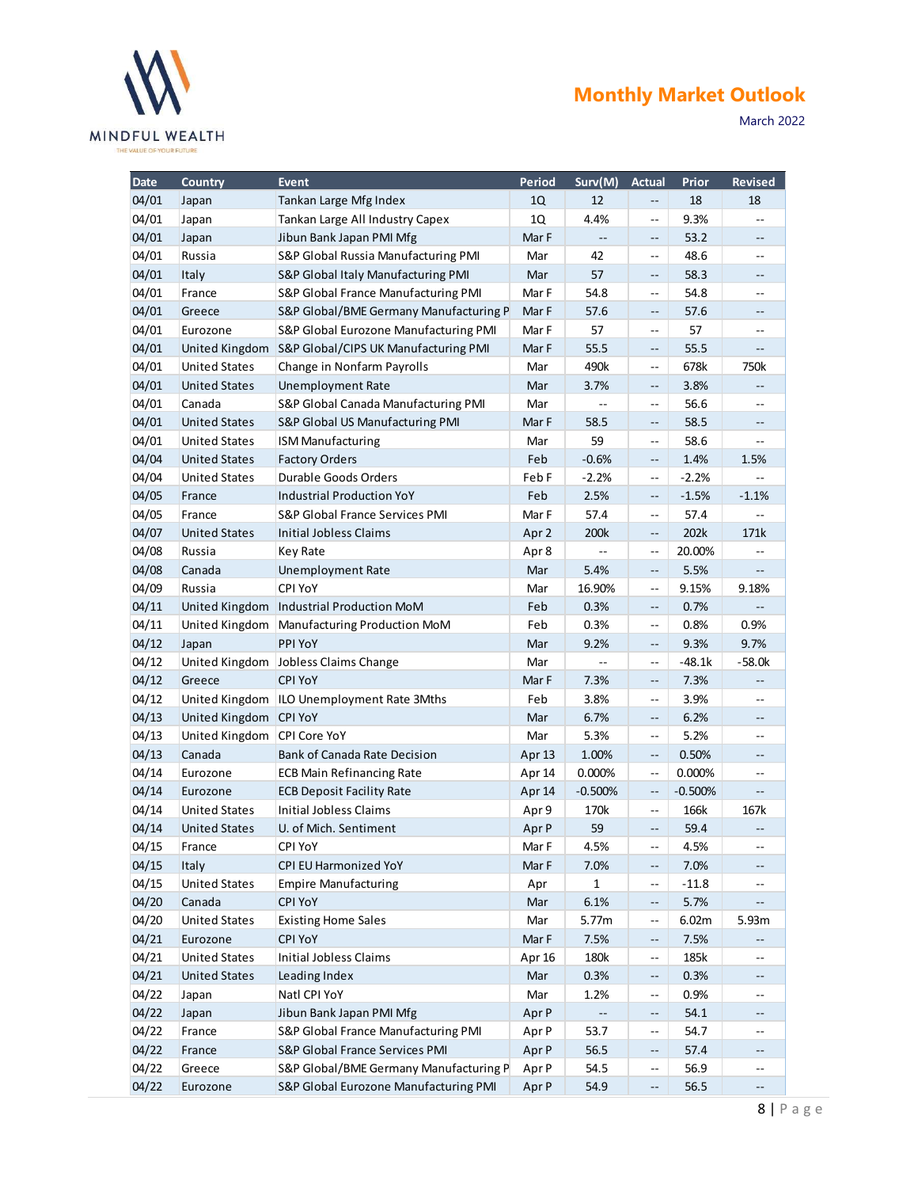| Date | Country | Event | Period | Surv(M) | Actual | Prior | Revised |
|---|---|---|---|---|---|---|---|
| 04/01 | Japan | Tankan Large Mfg Index | 1Q | 12 | -- | 18 | 18 |
| 04/01 | Japan | Tankan Large All Industry Capex | 1Q | 4.4% | -- | 9.3% | -- |
| 04/01 | Japan | Jibun Bank Japan PMI Mfg | Mar F | -- | -- | 53.2 | -- |
| 04/01 | Russia | S&P Global Russia Manufacturing PMI | Mar | 42 | -- | 48.6 | -- |
| 04/01 | Italy | S&P Global Italy Manufacturing PMI | Mar | 57 | -- | 58.3 | -- |
| 04/01 | France | S&P Global France Manufacturing PMI | Mar F | 54.8 | -- | 54.8 | -- |
| 04/01 | Greece | S&P Global/BME Germany Manufacturing P | Mar F | 57.6 | -- | 57.6 | -- |
| 04/01 | Eurozone | S&P Global Eurozone Manufacturing PMI | Mar F | 57 | -- | 57 | -- |
| 04/01 | United Kingdom | S&P Global/CIPS UK Manufacturing PMI | Mar F | 55.5 | -- | 55.5 | -- |
| 04/01 | United States | Change in Nonfarm Payrolls | Mar | 490k | -- | 678k | 750k |
| 04/01 | United States | Unemployment Rate | Mar | 3.7% | -- | 3.8% | -- |
| 04/01 | Canada | S&P Global Canada Manufacturing PMI | Mar | -- | -- | 56.6 | -- |
| 04/01 | United States | S&P Global US Manufacturing PMI | Mar F | 58.5 | -- | 58.5 | -- |
| 04/01 | United States | ISM Manufacturing | Mar | 59 | -- | 58.6 | -- |
| 04/04 | United States | Factory Orders | Feb | -0.6% | -- | 1.4% | 1.5% |
| 04/04 | United States | Durable Goods Orders | Feb F | -2.2% | -- | -2.2% | -- |
| 04/05 | France | Industrial Production YoY | Feb | 2.5% | -- | -1.5% | -1.1% |
| 04/05 | France | S&P Global France Services PMI | Mar F | 57.4 | -- | 57.4 | -- |
| 04/07 | United States | Initial Jobless Claims | Apr 2 | 200k | -- | 202k | 171k |
| 04/08 | Russia | Key Rate | Apr 8 | -- | -- | 20.00% | -- |
| 04/08 | Canada | Unemployment Rate | Mar | 5.4% | -- | 5.5% | -- |
| 04/09 | Russia | CPI YoY | Mar | 16.90% | -- | 9.15% | 9.18% |
| 04/11 | United Kingdom | Industrial Production MoM | Feb | 0.3% | -- | 0.7% | -- |
| 04/11 | United Kingdom | Manufacturing Production MoM | Feb | 0.3% | -- | 0.8% | 0.9% |
| 04/12 | Japan | PPI YoY | Mar | 9.2% | -- | 9.3% | 9.7% |
| 04/12 | United Kingdom | Jobless Claims Change | Mar | -- | -- | -48.1k | -58.0k |
| 04/12 | Greece | CPI YoY | Mar F | 7.3% | -- | 7.3% | -- |
| 04/12 | United Kingdom | ILO Unemployment Rate 3Mths | Feb | 3.8% | -- | 3.9% | -- |
| 04/13 | United Kingdom | CPI YoY | Mar | 6.7% | -- | 6.2% | -- |
| 04/13 | United Kingdom | CPI Core YoY | Mar | 5.3% | -- | 5.2% | -- |
| 04/13 | Canada | Bank of Canada Rate Decision | Apr 13 | 1.00% | -- | 0.50% | -- |
| 04/14 | Eurozone | ECB Main Refinancing Rate | Apr 14 | 0.000% | -- | 0.000% | -- |
| 04/14 | Eurozone | ECB Deposit Facility Rate | Apr 14 | -0.500% | -- | -0.500% | -- |
| 04/14 | United States | Initial Jobless Claims | Apr 9 | 170k | -- | 166k | 167k |
| 04/14 | United States | U. of Mich. Sentiment | Apr P | 59 | -- | 59.4 | -- |
| 04/15 | France | CPI YoY | Mar F | 4.5% | -- | 4.5% | -- |
| 04/15 | Italy | CPI EU Harmonized YoY | Mar F | 7.0% | -- | 7.0% | -- |
| 04/15 | United States | Empire Manufacturing | Apr | 1 | -- | -11.8 | -- |
| 04/20 | Canada | CPI YoY | Mar | 6.1% | -- | 5.7% | -- |
| 04/20 | United States | Existing Home Sales | Mar | 5.77m | -- | 6.02m | 5.93m |
| 04/21 | Eurozone | CPI YoY | Mar F | 7.5% | -- | 7.5% | -- |
| 04/21 | United States | Initial Jobless Claims | Apr 16 | 180k | -- | 185k | -- |
| 04/21 | United States | Leading Index | Mar | 0.3% | -- | 0.3% | -- |
| 04/22 | Japan | Natl CPI YoY | Mar | 1.2% | -- | 0.9% | -- |
| 04/22 | Japan | Jibun Bank Japan PMI Mfg | Apr P | -- | -- | 54.1 | -- |
| 04/22 | France | S&P Global France Manufacturing PMI | Apr P | 53.7 | -- | 54.7 | -- |
| 04/22 | France | S&P Global France Services PMI | Apr P | 56.5 | -- | 57.4 | -- |
| 04/22 | Greece | S&P Global/BME Germany Manufacturing P | Apr P | 54.5 | -- | 56.9 | -- |
| 04/22 | Eurozone | S&P Global Eurozone Manufacturing PMI | Apr P | 54.9 | -- | 56.5 | -- |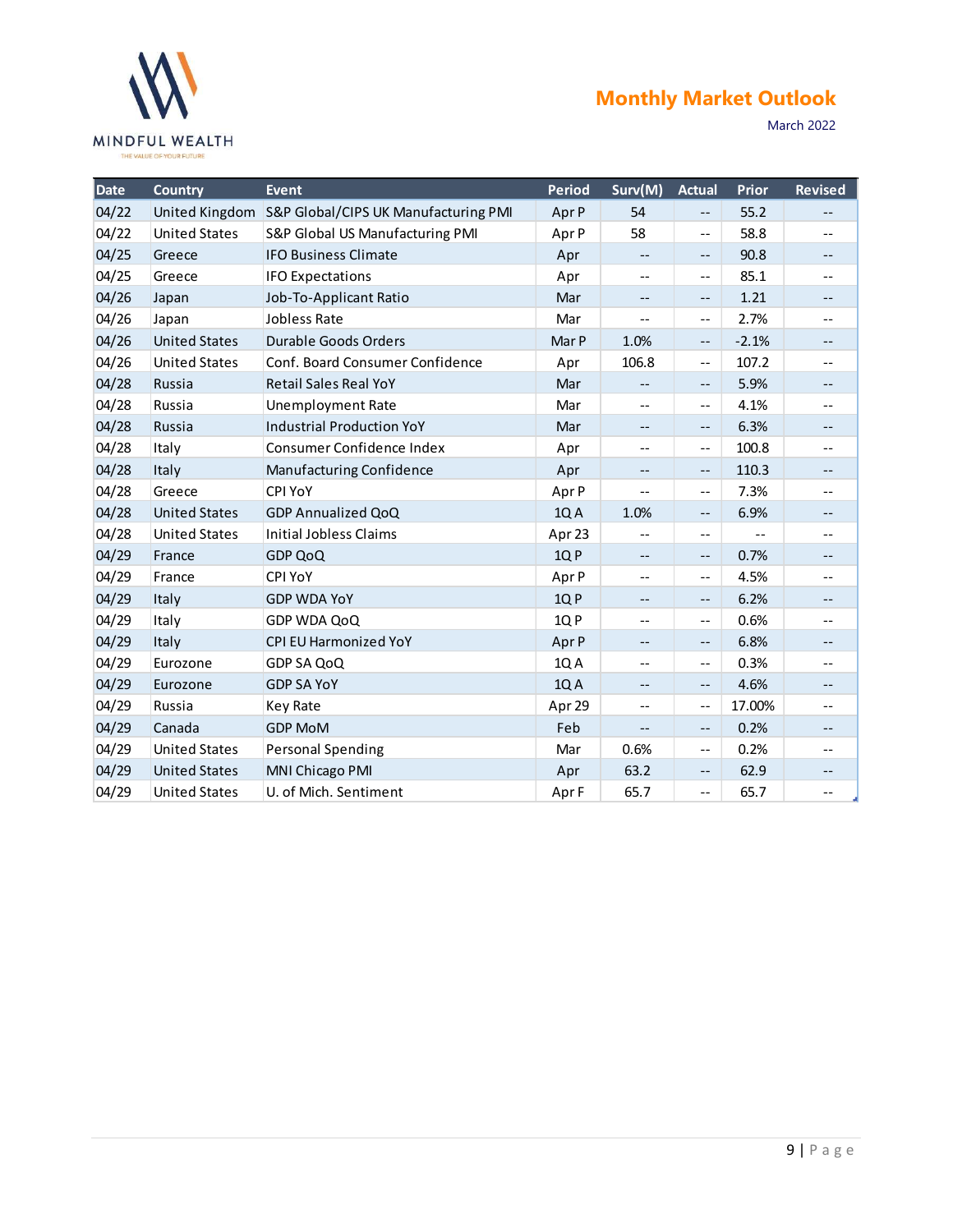| Date | Country | Event | Period | Surv(M) | Actual | Prior | Revised |
|---|---|---|---|---|---|---|---|
| 04/22 | United Kingdom | S&P Global/CIPS UK Manufacturing PMI | Apr P | 54 | -- | 55.2 | -- |
| 04/22 | United States | S&P Global US Manufacturing PMI | Apr P | 58 | -- | 58.8 | -- |
| 04/25 | Greece | IFO Business Climate | Apr | -- | -- | 90.8 | -- |
| 04/25 | Greece | IFO Expectations | Apr | -- | -- | 85.1 | -- |
| 04/26 | Japan | Job-To-Applicant Ratio | Mar | -- | -- | 1.21 | -- |
| 04/26 | Japan | Jobless Rate | Mar | -- | -- | 2.7% | -- |
| 04/26 | United States | Durable Goods Orders | Mar P | 1.0% | -- | -2.1% | -- |
| 04/26 | United States | Conf. Board Consumer Confidence | Apr | 106.8 | -- | 107.2 | -- |
| 04/28 | Russia | Retail Sales Real YoY | Mar | -- | -- | 5.9% | -- |
| 04/28 | Russia | Unemployment Rate | Mar | -- | -- | 4.1% | -- |
| 04/28 | Russia | Industrial Production YoY | Mar | -- | -- | 6.3% | -- |
| 04/28 | Italy | Consumer Confidence Index | Apr | -- | -- | 100.8 | -- |
| 04/28 | Italy | Manufacturing Confidence | Apr | -- | -- | 110.3 | -- |
| 04/28 | Greece | CPI YoY | Apr P | -- | -- | 7.3% | -- |
| 04/28 | United States | GDP Annualized QoQ | 1Q A | 1.0% | -- | 6.9% | -- |
| 04/28 | United States | Initial Jobless Claims | Apr 23 | -- | -- | -- | -- |
| 04/29 | France | GDP QoQ | 1Q P | -- | -- | 0.7% | -- |
| 04/29 | France | CPI YoY | Apr P | -- | -- | 4.5% | -- |
| 04/29 | Italy | GDP WDA YoY | 1Q P | -- | -- | 6.2% | -- |
| 04/29 | Italy | GDP WDA QoQ | 1Q P | -- | -- | 0.6% | -- |
| 04/29 | Italy | CPI EU Harmonized YoY | Apr P | -- | -- | 6.8% | -- |
| 04/29 | Eurozone | GDP SA QoQ | 1Q A | -- | -- | 0.3% | -- |
| 04/29 | Eurozone | GDP SA YoY | 1Q A | -- | -- | 4.6% | -- |
| 04/29 | Russia | Key Rate | Apr 29 | -- | -- | 17.00% | -- |
| 04/29 | Canada | GDP MoM | Feb | -- | -- | 0.2% | -- |
| 04/29 | United States | Personal Spending | Mar | 0.6% | -- | 0.2% | -- |
| 04/29 | United States | MNI Chicago PMI | Apr | 63.2 | -- | 62.9 | -- |
| 04/29 | United States | U. of Mich. Sentiment | Apr F | 65.7 | -- | 65.7 | -- |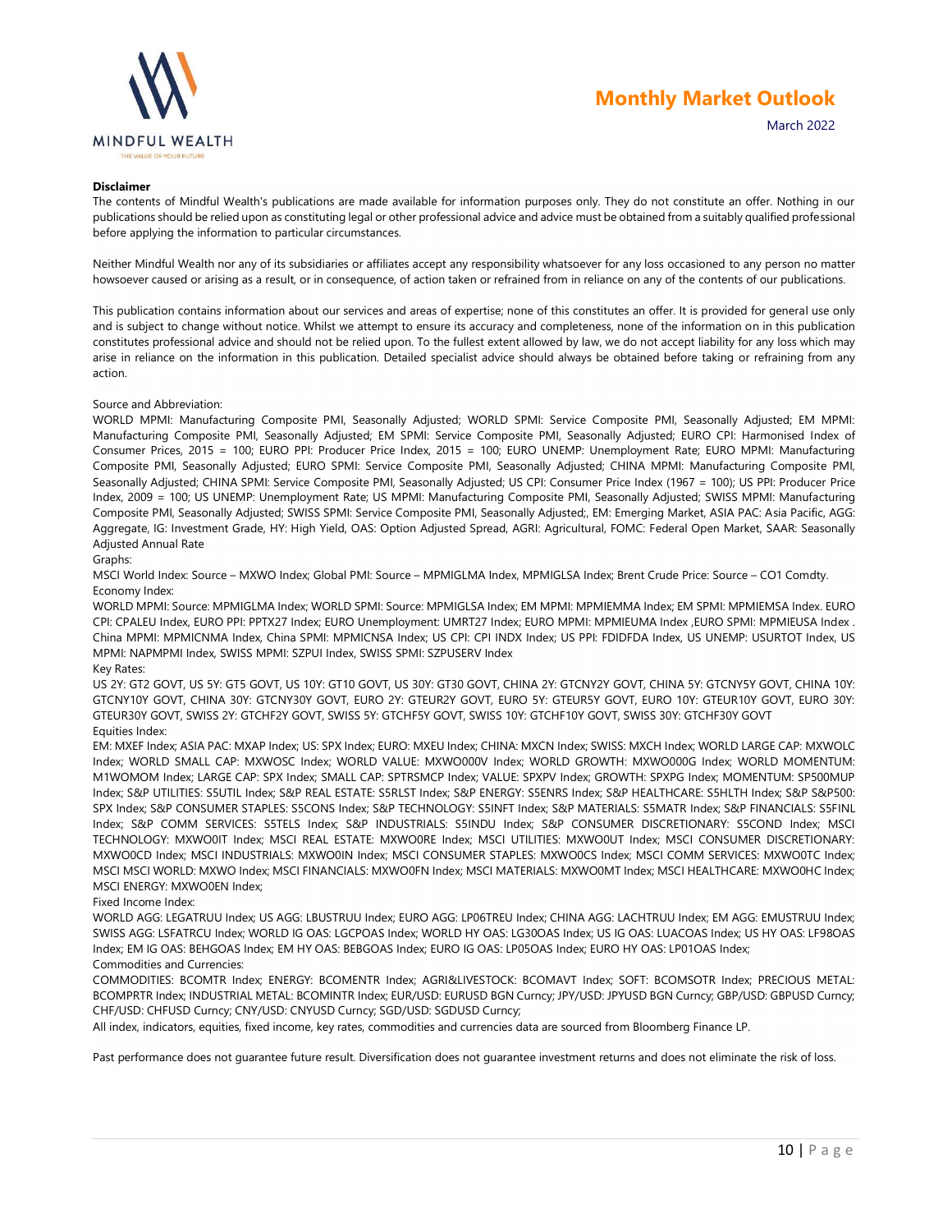**Disclaimer**

The contents of Mindful Wealth's publications are made available for information purposes only. They do not constitute an offer. Nothing in our publications should be relied upon as constituting legal or other professional advice and advice must be obtained from a suitably qualified professional before applying the information to particular circumstances.

Neither Mindful Wealth nor any of its subsidiaries or affiliates accept any responsibility whatsoever for any loss occasioned to any person no matter howsoever caused or arising as a result, or in consequence, of action taken or refrained from in reliance on any of the contents of our publications.

This publication contains information about our services and areas of expertise; none of this constitutes an offer. It is provided for general use only and is subject to change without notice. Whilst we attempt to ensure its accuracy and completeness, none of the information on in this publication constitutes professional advice and should not be relied upon. To the fullest extent allowed by law, we do not accept liability for any loss which may arise in reliance on the information in this publication. Detailed specialist advice should always be obtained before taking or refraining from any action.

Source and Abbreviation:

WORLD MPMI: Manufacturing Composite PMI, Seasonally Adjusted; WORLD SPMI: Service Composite PMI, Seasonally Adjusted; EM MPMI: Manufacturing Composite PMI, Seasonally Adjusted; EM SPMI: Service Composite PMI, Seasonally Adjusted; EURO CPI: Harmonised Index of Consumer Prices, 2015 = 100; EURO PPI: Producer Price Index, 2015 = 100; EURO UNEMP: Unemployment Rate; EURO MPMI: Manufacturing Composite PMI, Seasonally Adjusted; EURO SPMI: Service Composite PMI, Seasonally Adjusted; CHINA MPMI: Manufacturing Composite PMI, Seasonally Adjusted; CHINA SPMI: Service Composite PMI, Seasonally Adjusted; US CPI: Consumer Price Index (1967 = 100); US PPI: Producer Price Index, 2009 = 100; US UNEMP: Unemployment Rate; US MPMI: Manufacturing Composite PMI, Seasonally Adjusted; SWISS MPMI: Manufacturing Composite PMI, Seasonally Adjusted; SWISS SPMI: Service Composite PMI, Seasonally Adjusted;, EM: Emerging Market, ASIA PAC: Asia Pacific, AGG: Aggregate, IG: Investment Grade, HY: High Yield, OAS: Option Adjusted Spread, AGRI: Agricultural, FOMC: Federal Open Market, SAAR: Seasonally Adjusted Annual Rate

Graphs:

MSCI World Index: Source – MXWO Index; Global PMI: Source – MPMIGLMA Index, MPMIGLSA Index; Brent Crude Price: Source – CO1 Comdty.

Economy Index:

WORLD MPMI: Source: MPMIGLMA Index; WORLD SPMI: Source: MPMIGLSA Index; EM MPMI: MPMIEMMA Index; EM SPMI: MPMIEMSA Index. EURO CPI: CPALEU Index, EURO PPI: PPTX27 Index; EURO Unemployment: UMRT27 Index; EURO MPMI: MPMIEUMA Index ,EURO SPMI: MPMIEUSA Index . China MPMI: MPMICNMA Index, China SPMI: MPMICNSA Index; US CPI: CPI INDX Index; US PPI: FDIDFDA Index, US UNEMP: USURTOT Index, US MPMI: NAPMPMI Index, SWISS MPMI: SZPUI Index, SWISS SPMI: SZPUSERV Index

Key Rates:

US 2Y: GT2 GOVT, US 5Y: GT5 GOVT, US 10Y: GT10 GOVT, US 30Y: GT30 GOVT, CHINA 2Y: GTCNY2Y GOVT, CHINA 5Y: GTCNY5Y GOVT, CHINA 10Y: GTCNY10Y GOVT, CHINA 30Y: GTCNY30Y GOVT, EURO 2Y: GTEUR2Y GOVT, EURO 5Y: GTEUR5Y GOVT, EURO 10Y: GTEUR10Y GOVT, EURO 30Y: GTEUR30Y GOVT, SWISS 2Y: GTCHF2Y GOVT, SWISS 5Y: GTCHF5Y GOVT, SWISS 10Y: GTCHF10Y GOVT, SWISS 30Y: GTCHF30Y GOVT

Equities Index:

EM: MXEF Index; ASIA PAC: MXAP Index; US: SPX Index; EURO: MXEU Index; CHINA: MXCN Index; SWISS: MXCH Index; WORLD LARGE CAP: MXWOLC Index; WORLD SMALL CAP: MXWOSC Index; WORLD VALUE: MXWO000V Index; WORLD GROWTH: MXWO000G Index; WORLD MOMENTUM: M1WOMOM Index; LARGE CAP: SPX Index; SMALL CAP: SPTRSMCP Index; VALUE: SPXPV Index; GROWTH: SPXPG Index; MOMENTUM: SP500MUP Index; S&P UTILITIES: S5UTIL Index; S&P REAL ESTATE: S5RLST Index; S&P ENERGY: S5ENRS Index; S&P HEALTHCARE: S5HLTH Index; S&P S&P500: SPX Index; S&P CONSUMER STAPLES: S5CONS Index; S&P TECHNOLOGY: S5INFT Index; S&P MATERIALS: S5MATR Index; S&P FINANCIALS: S5FINL Index; S&P COMM SERVICES: S5TELS Index; S&P INDUSTRIALS: S5INDU Index; S&P CONSUMER DISCRETIONARY: S5COND Index; MSCI TECHNOLOGY: MXWO0IT Index; MSCI REAL ESTATE: MXWO0RE Index; MSCI UTILITIES: MXWO0UT Index; MSCI CONSUMER DISCRETIONARY: MXWO0CD Index; MSCI INDUSTRIALS: MXWO0IN Index; MSCI CONSUMER STAPLES: MXWO0CS Index; MSCI COMM SERVICES: MXWO0TC Index; MSCI MSCI WORLD: MXWO Index; MSCI FINANCIALS: MXWO0FN Index; MSCI MATERIALS: MXWO0MT Index; MSCI HEALTHCARE: MXWO0HC Index; MSCI ENERGY: MXWO0EN Index;

Fixed Income Index:

WORLD AGG: LEGATRUU Index; US AGG: LBUSTRUU Index; EURO AGG: LP06TREU Index; CHINA AGG: LACHTRUU Index; EM AGG: EMUSTRUU Index; SWISS AGG: LSFATRCU Index; WORLD IG OAS: LGCPOAS Index; WORLD HY OAS: LG30OAS Index; US IG OAS: LUACOAS Index; US HY OAS: LF98OAS Index; EM IG OAS: BEHGOAS Index; EM HY OAS: BEBGOAS Index; EURO IG OAS: LP05OAS Index; EURO HY OAS: LP01OAS Index;

Commodities and Currencies:

COMMODITIES: BCOMTR Index; ENERGY: BCOMENTR Index; AGRI&LIVESTOCK: BCOMAVT Index; SOFT: BCOMSOTR Index; PRECIOUS METAL: BCOMPRTR Index; INDUSTRIAL METAL: BCOMINTR Index; EUR/USD: EURUSD BGN Curncy; JPY/USD: JPYUSD BGN Curncy; GBP/USD: GBPUSD Curncy; CHF/USD: CHFUSD Curncy; CNY/USD: CNYUSD Curncy; SGD/USD: SGDUSD Curncy;

All index, indicators, equities, fixed income, key rates, commodities and currencies data are sourced from Bloomberg Finance LP.

Past performance does not guarantee future result. Diversification does not guarantee investment returns and does not eliminate the risk of loss.